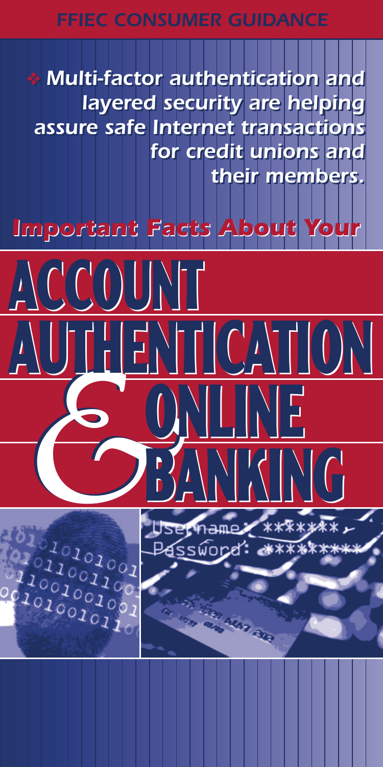FFIEC CONSUMER GUIDANCE

*Multi-factor authentication and layered security are helping assure safe Internet transactions for credit unions and their members.*

# *Important Facts About Your*

# ACCOUNT AUTHENTICATION & ONLINE BANKING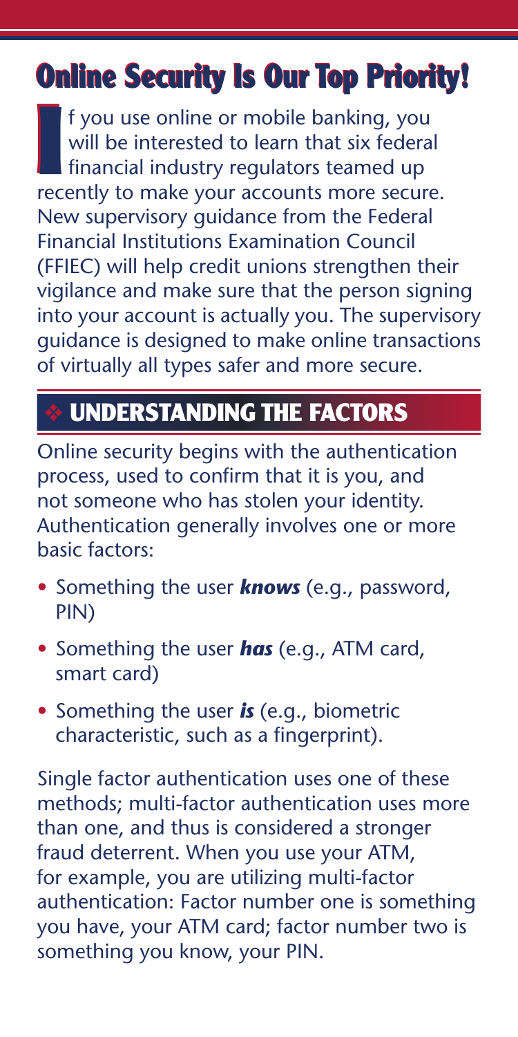# Online Security Is Our Top Priority!

If you use online or mobile banking, you will be interested to learn that six federal financial industry regulators teamed up recently to make your accounts more secure. New supervisory guidance from the Federal Financial Institutions Examination Council (FFIEC) will help credit unions strengthen their vigilance and make sure that the person signing into your account is actually you. The supervisory guidance is designed to make online transactions of virtually all types safer and more secure.

## ❖ UNDERSTANDING THE FACTORS

Online security begins with the authentication process, used to confirm that it is you, and not someone who has stolen your identity. Authentication generally involves one or more basic factors:

- Something the user ***knows*** (e.g., password, PIN)
- Something the user ***has*** (e.g., ATM card, smart card)
- Something the user ***is*** (e.g., biometric characteristic, such as a fingerprint).

Single factor authentication uses one of these methods; multi-factor authentication uses more than one, and thus is considered a stronger fraud deterrent. When you use your ATM, for example, you are utilizing multi-factor authentication: Factor number one is something you have, your ATM card; factor number two is something you know, your PIN.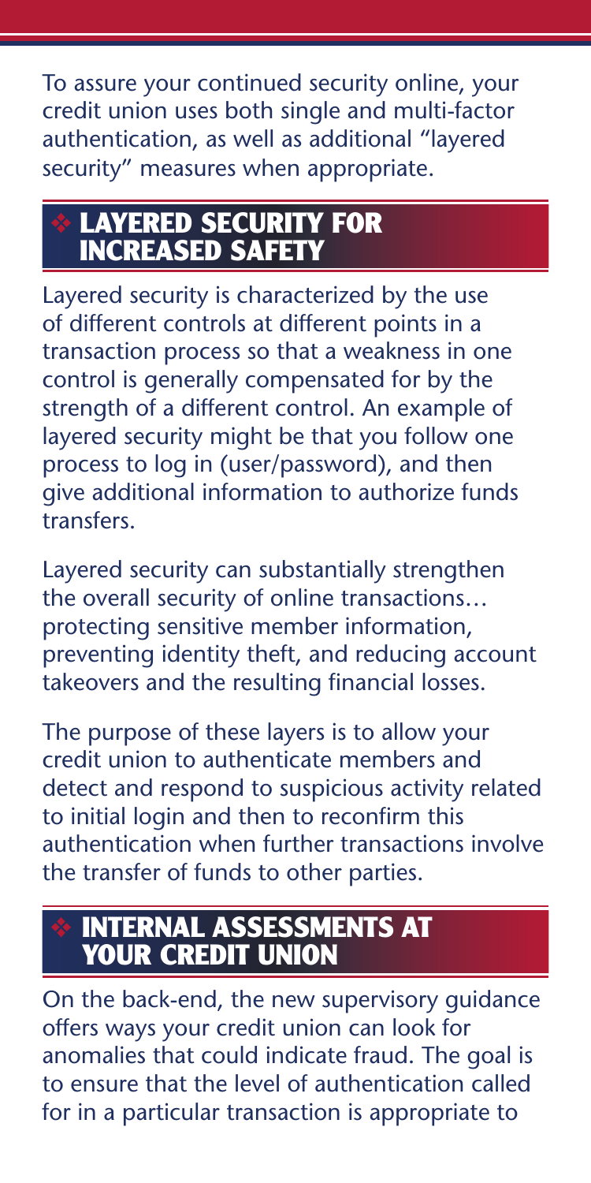To assure your continued security online, your credit union uses both single and multi-factor authentication, as well as additional "layered security" measures when appropriate.

## ❖ LAYERED SECURITY FOR INCREASED SAFETY

Layered security is characterized by the use of different controls at different points in a transaction process so that a weakness in one control is generally compensated for by the strength of a different control. An example of layered security might be that you follow one process to log in (user/password), and then give additional information to authorize funds transfers.

Layered security can substantially strengthen the overall security of online transactions… protecting sensitive member information, preventing identity theft, and reducing account takeovers and the resulting financial losses.

The purpose of these layers is to allow your credit union to authenticate members and detect and respond to suspicious activity related to initial login and then to reconfirm this authentication when further transactions involve the transfer of funds to other parties.

## ❖ INTERNAL ASSESSMENTS AT YOUR CREDIT UNION

On the back-end, the new supervisory guidance offers ways your credit union can look for anomalies that could indicate fraud. The goal is to ensure that the level of authentication called for in a particular transaction is appropriate to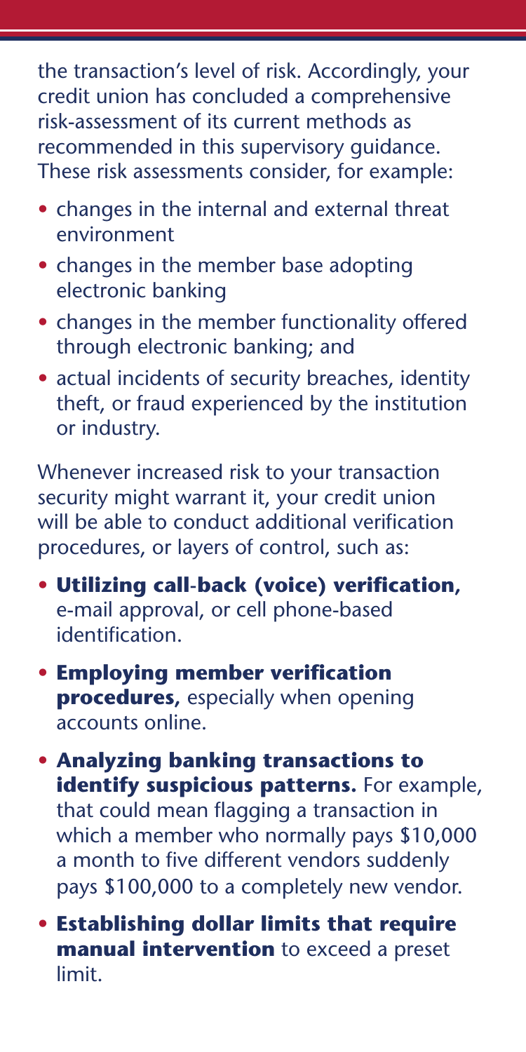the transaction's level of risk. Accordingly, your credit union has concluded a comprehensive risk-assessment of its current methods as recommended in this supervisory guidance. These risk assessments consider, for example:

- changes in the internal and external threat environment
- changes in the member base adopting electronic banking
- changes in the member functionality offered through electronic banking; and
- actual incidents of security breaches, identity theft, or fraud experienced by the institution or industry.

Whenever increased risk to your transaction security might warrant it, your credit union will be able to conduct additional verification procedures, or layers of control, such as:

- **Utilizing call-back (voice) verification,** e-mail approval, or cell phone-based identification.
- **Employing member verification procedures,** especially when opening accounts online.
- **Analyzing banking transactions to identify suspicious patterns.** For example, that could mean flagging a transaction in which a member who normally pays $10,000 a month to five different vendors suddenly pays $100,000 to a completely new vendor.
- **Establishing dollar limits that require manual intervention** to exceed a preset limit.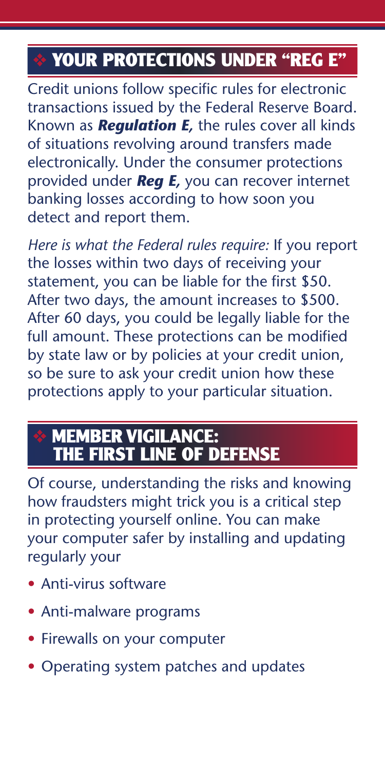## ❖ YOUR PROTECTIONS UNDER "REG E"

Credit unions follow specific rules for electronic transactions issued by the Federal Reserve Board. Known as ***Regulation E,*** the rules cover all kinds of situations revolving around transfers made electronically. Under the consumer protections provided under ***Reg E,*** you can recover internet banking losses according to how soon you detect and report them.

*Here is what the Federal rules require:* If you report the losses within two days of receiving your statement, you can be liable for the first $50. After two days, the amount increases to $500. After 60 days, you could be legally liable for the full amount. These protections can be modified by state law or by policies at your credit union, so be sure to ask your credit union how these protections apply to your particular situation.

## ❖ MEMBER VIGILANCE: THE FIRST LINE OF DEFENSE

Of course, understanding the risks and knowing how fraudsters might trick you is a critical step in protecting yourself online. You can make your computer safer by installing and updating regularly your

- Anti-virus software
- Anti-malware programs
- Firewalls on your computer
- Operating system patches and updates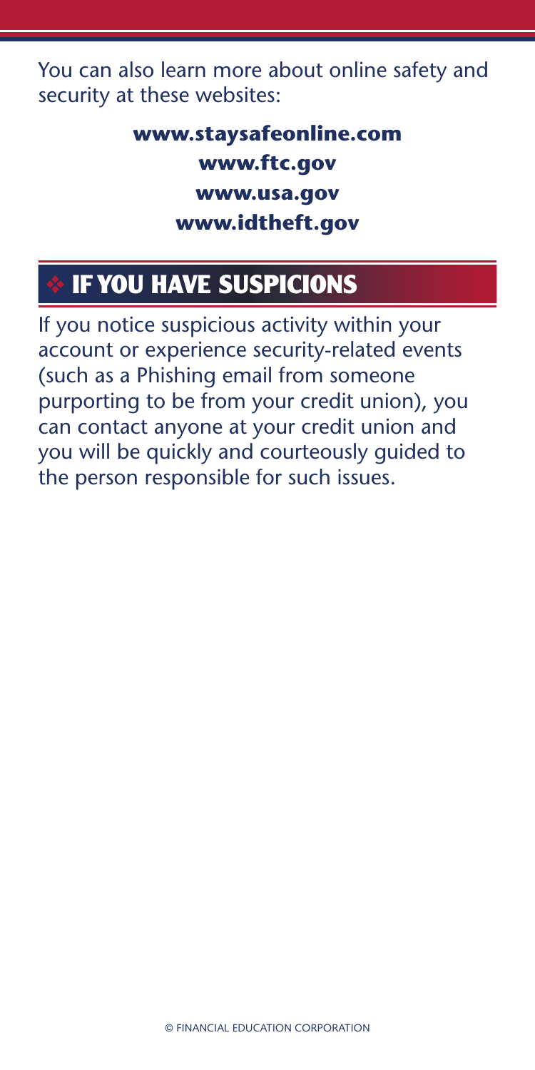You can also learn more about online safety and security at these websites:

**www.staysafeonline.com**
**www.ftc.gov**
**www.usa.gov**
**www.idtheft.gov**

## ❖ IF YOU HAVE SUSPICIONS

If you notice suspicious activity within your account or experience security-related events (such as a Phishing email from someone purporting to be from your credit union), you can contact anyone at your credit union and you will be quickly and courteously guided to the person responsible for such issues.

© FINANCIAL EDUCATION CORPORATION